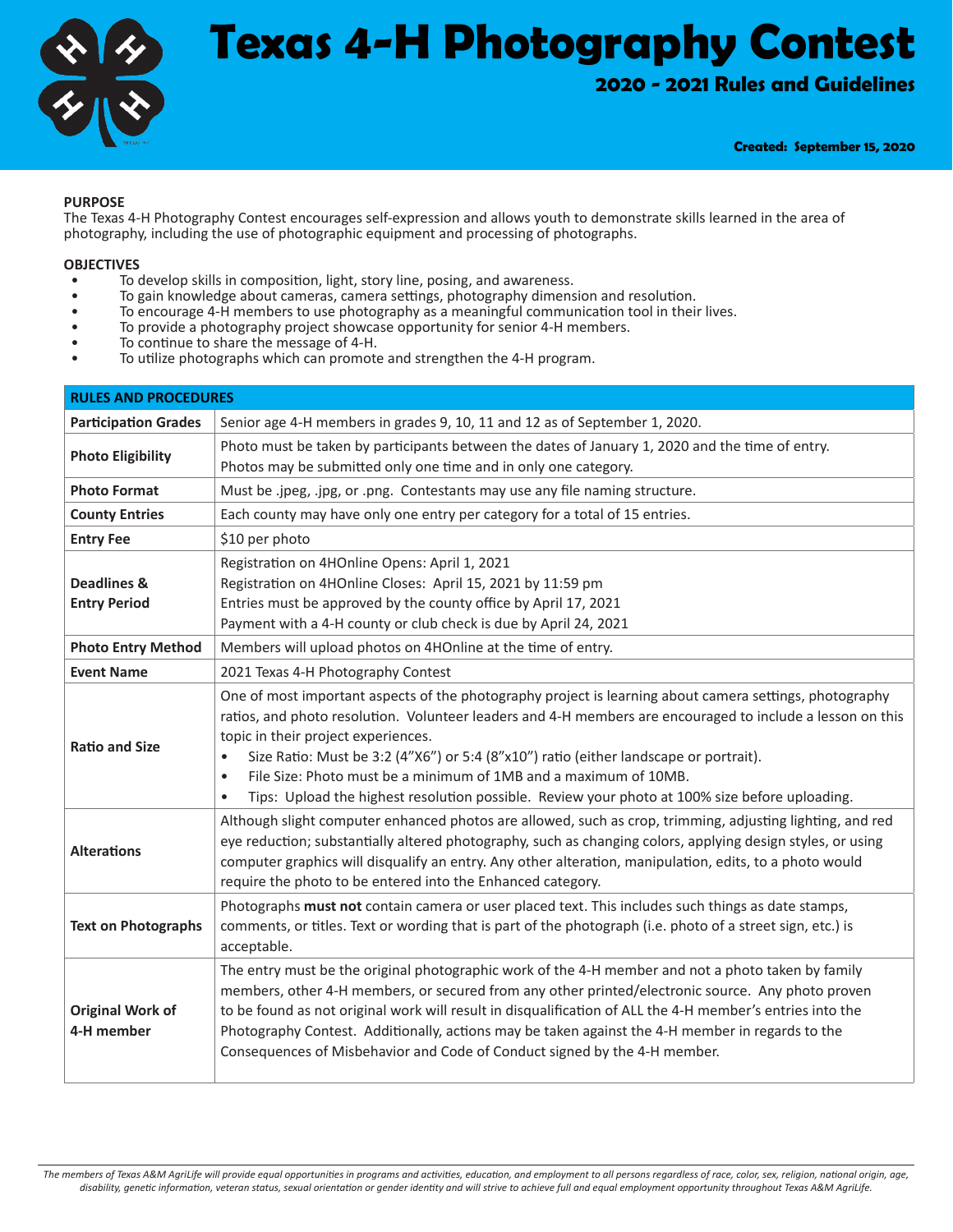# Texas 4-H Photography Contest

## 2020 - 2021 Rules and Guidelines

**Created: September 15, 2020**

**PURPOSE**

The Texas 4-H Photography Contest encourages self-expression and allows youth to demonstrate skills learned in the area of photography, including the use of photographic equipment and processing of photographs.

**OBJECTIVES**

- To develop skills in composition, light, story line, posing, and awareness.
- To gain knowledge about cameras, camera settings, photography dimension and resolution.
- To encourage 4-H members to use photography as a meaningful communication tool in their lives.
- To provide a photography project showcase opportunity for senior 4-H members.
- To continue to share the message of 4-H.
- To utilize photographs which can promote and strengthen the 4-H program.

| RULES AND PROCEDURES | |
|---|---|
| **Participation Grades** | Senior age 4-H members in grades 9, 10, 11 and 12 as of September 1, 2020. |
| **Photo Eligibility** | Photo must be taken by participants between the dates of January 1, 2020 and the time of entry. Photos may be submitted only one time and in only one category. |
| **Photo Format** | Must be .jpeg, .jpg, or .png. Contestants may use any file naming structure. |
| **County Entries** | Each county may have only one entry per category for a total of 15 entries. |
| **Entry Fee** | $10 per photo |
| **Deadlines & Entry Period** | Registration on 4HOnline Opens: April 1, 2021<br>Registration on 4HOnline Closes: April 15, 2021 by 11:59 pm<br>Entries must be approved by the county office by April 17, 2021<br>Payment with a 4-H county or club check is due by April 24, 2021 |
| **Photo Entry Method** | Members will upload photos on 4HOnline at the time of entry. |
| **Event Name** | 2021 Texas 4-H Photography Contest |
| **Ratio and Size** | One of most important aspects of the photography project is learning about camera settings, photography ratios, and photo resolution. Volunteer leaders and 4-H members are encouraged to include a lesson on this topic in their project experiences.<br>• Size Ratio: Must be 3:2 (4"X6") or 5:4 (8"x10") ratio (either landscape or portrait).<br>• File Size: Photo must be a minimum of 1MB and a maximum of 10MB.<br>• Tips: Upload the highest resolution possible. Review your photo at 100% size before uploading. |
| **Alterations** | Although slight computer enhanced photos are allowed, such as crop, trimming, adjusting lighting, and red eye reduction; substantially altered photography, such as changing colors, applying design styles, or using computer graphics will disqualify an entry. Any other alteration, manipulation, edits, to a photo would require the photo to be entered into the Enhanced category. |
| **Text on Photographs** | Photographs **must not** contain camera or user placed text. This includes such things as date stamps, comments, or titles. Text or wording that is part of the photograph (i.e. photo of a street sign, etc.) is acceptable. |
| **Original Work of 4-H member** | The entry must be the original photographic work of the 4-H member and not a photo taken by family members, other 4-H members, or secured from any other printed/electronic source. Any photo proven to be found as not original work will result in disqualification of ALL the 4-H member's entries into the Photography Contest. Additionally, actions may be taken against the 4-H member in regards to the Consequences of Misbehavior and Code of Conduct signed by the 4-H member. |

*The members of Texas A&M AgriLife will provide equal opportunities in programs and activities, education, and employment to all persons regardless of race, color, sex, religion, national origin, age, disability, genetic information, veteran status, sexual orientation or gender identity and will strive to achieve full and equal employment opportunity throughout Texas A&M AgriLife.*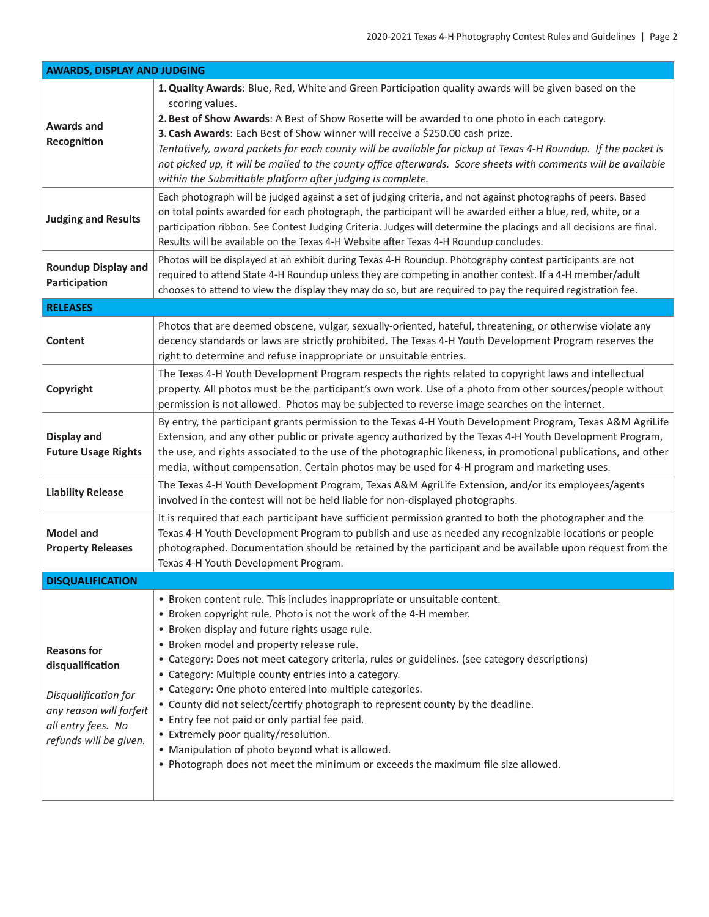| AWARDS, DISPLAY AND JUDGING | |
|---|---|
| **Awards and Recognition** | 1. **Quality Awards**: Blue, Red, White and Green Participation quality awards will be given based on the scoring values.<br>2. **Best of Show Awards**: A Best of Show Rosette will be awarded to one photo in each category.<br>3. **Cash Awards**: Each Best of Show winner will receive a $250.00 cash prize.<br>*Tentatively, award packets for each county will be available for pickup at Texas 4-H Roundup. If the packet is not picked up, it will be mailed to the county office afterwards. Score sheets with comments will be available within the Submittable platform after judging is complete.* |
| **Judging and Results** | Each photograph will be judged against a set of judging criteria, and not against photographs of peers. Based on total points awarded for each photograph, the participant will be awarded either a blue, red, white, or a participation ribbon. See Contest Judging Criteria. Judges will determine the placings and all decisions are final. Results will be available on the Texas 4-H Website after Texas 4-H Roundup concludes. |
| **Roundup Display and Participation** | Photos will be displayed at an exhibit during Texas 4-H Roundup. Photography contest participants are not required to attend State 4-H Roundup unless they are competing in another contest. If a 4-H member/adult chooses to attend to view the display they may do so, but are required to pay the required registration fee. |
| **RELEASES** | |
| **Content** | Photos that are deemed obscene, vulgar, sexually-oriented, hateful, threatening, or otherwise violate any decency standards or laws are strictly prohibited. The Texas 4-H Youth Development Program reserves the right to determine and refuse inappropriate or unsuitable entries. |
| **Copyright** | The Texas 4-H Youth Development Program respects the rights related to copyright laws and intellectual property. All photos must be the participant's own work. Use of a photo from other sources/people without permission is not allowed. Photos may be subjected to reverse image searches on the internet. |
| **Display and Future Usage Rights** | By entry, the participant grants permission to the Texas 4-H Youth Development Program, Texas A&M AgriLife Extension, and any other public or private agency authorized by the Texas 4-H Youth Development Program, the use, and rights associated to the use of the photographic likeness, in promotional publications, and other media, without compensation. Certain photos may be used for 4-H program and marketing uses. |
| **Liability Release** | The Texas 4-H Youth Development Program, Texas A&M AgriLife Extension, and/or its employees/agents involved in the contest will not be held liable for non-displayed photographs. |
| **Model and Property Releases** | It is required that each participant have sufficient permission granted to both the photographer and the Texas 4-H Youth Development Program to publish and use as needed any recognizable locations or people photographed. Documentation should be retained by the participant and be available upon request from the Texas 4-H Youth Development Program. |
| **DISQUALIFICATION** | |
| **Reasons for disqualification**<br><br>*Disqualification for any reason will forfeit all entry fees. No refunds will be given.* | • Broken content rule. This includes inappropriate or unsuitable content.<br>• Broken copyright rule. Photo is not the work of the 4-H member.<br>• Broken display and future rights usage rule.<br>• Broken model and property release rule.<br>• Category: Does not meet category criteria, rules or guidelines. (see category descriptions)<br>• Category: Multiple county entries into a category.<br>• Category: One photo entered into multiple categories.<br>• County did not select/certify photograph to represent county by the deadline.<br>• Entry fee not paid or only partial fee paid.<br>• Extremely poor quality/resolution.<br>• Manipulation of photo beyond what is allowed.<br>• Photograph does not meet the minimum or exceeds the maximum file size allowed. |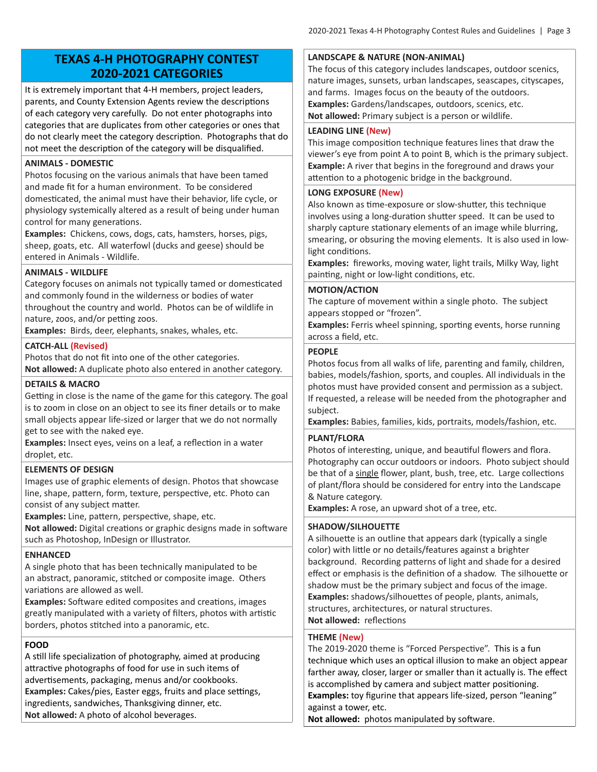# TEXAS 4-H PHOTOGRAPHY CONTEST 2020-2021 CATEGORIES

It is extremely important that 4-H members, project leaders, parents, and County Extension Agents review the descriptions of each category very carefully. Do not enter photographs into categories that are duplicates from other categories or ones that do not clearly meet the category description. Photographs that do not meet the description of the category will be disqualified.

### ANIMALS - DOMESTIC

Photos focusing on the various animals that have been tamed and made fit for a human environment. To be considered domesticated, the animal must have their behavior, life cycle, or physiology systemically altered as a result of being under human control for many generations.

**Examples:** Chickens, cows, dogs, cats, hamsters, horses, pigs, sheep, goats, etc. All waterfowl (ducks and geese) should be entered in Animals - Wildlife.

### ANIMALS - WILDLIFE

Category focuses on animals not typically tamed or domesticated and commonly found in the wilderness or bodies of water throughout the country and world. Photos can be of wildlife in nature, zoos, and/or petting zoos.

**Examples:** Birds, deer, elephants, snakes, whales, etc.

### CATCH-ALL (Revised)

Photos that do not fit into one of the other categories.

**Not allowed:** A duplicate photo also entered in another category.

### DETAILS & MACRO

Getting in close is the name of the game for this category. The goal is to zoom in close on an object to see its finer details or to make small objects appear life-sized or larger that we do not normally get to see with the naked eye.

**Examples:** Insect eyes, veins on a leaf, a reflection in a water droplet, etc.

### ELEMENTS OF DESIGN

Images use of graphic elements of design. Photos that showcase line, shape, pattern, form, texture, perspective, etc. Photo can consist of any subject matter.

**Examples:** Line, pattern, perspective, shape, etc.

**Not allowed:** Digital creations or graphic designs made in software such as Photoshop, InDesign or Illustrator.

### ENHANCED

A single photo that has been technically manipulated to be an abstract, panoramic, stitched or composite image. Others variations are allowed as well.

**Examples:** Software edited composites and creations, images greatly manipulated with a variety of filters, photos with artistic borders, photos stitched into a panoramic, etc.

### FOOD

A still life specialization of photography, aimed at producing attractive photographs of food for use in such items of advertisements, packaging, menus and/or cookbooks.

**Examples:** Cakes/pies, Easter eggs, fruits and place settings, ingredients, sandwiches, Thanksgiving dinner, etc.

**Not allowed:** A photo of alcohol beverages.

### LANDSCAPE & NATURE (NON-ANIMAL)

The focus of this category includes landscapes, outdoor scenics, nature images, sunsets, urban landscapes, seascapes, cityscapes, and farms. Images focus on the beauty of the outdoors.

**Examples:** Gardens/landscapes, outdoors, scenics, etc.

**Not allowed:** Primary subject is a person or wildlife.

### LEADING LINE (New)

This image composition technique features lines that draw the viewer's eye from point A to point B, which is the primary subject.

**Example:** A river that begins in the foreground and draws your attention to a photogenic bridge in the background.

### LONG EXPOSURE (New)

Also known as time-exposure or slow-shutter, this technique involves using a long-duration shutter speed. It can be used to sharply capture stationary elements of an image while blurring, smearing, or obsuring the moving elements. It is also used in low-light conditions.

**Examples:** fireworks, moving water, light trails, Milky Way, light painting, night or low-light conditions, etc.

### MOTION/ACTION

The capture of movement within a single photo. The subject appears stopped or "frozen".

**Examples:** Ferris wheel spinning, sporting events, horse running across a field, etc.

### PEOPLE

Photos focus from all walks of life, parenting and family, children, babies, models/fashion, sports, and couples. All individuals in the photos must have provided consent and permission as a subject. If requested, a release will be needed from the photographer and subject.

**Examples:** Babies, families, kids, portraits, models/fashion, etc.

### PLANT/FLORA

Photos of interesting, unique, and beautiful flowers and flora. Photography can occur outdoors or indoors. Photo subject should be that of a <u>single</u> flower, plant, bush, tree, etc. Large collections of plant/flora should be considered for entry into the Landscape & Nature category.

**Examples:** A rose, an upward shot of a tree, etc.

### SHADOW/SILHOUETTE

A silhouette is an outline that appears dark (typically a single color) with little or no details/features against a brighter background. Recording patterns of light and shade for a desired effect or emphasis is the definition of a shadow. The silhouette or shadow must be the primary subject and focus of the image.

**Examples:** shadows/silhouettes of people, plants, animals, structures, architectures, or natural structures.

**Not allowed:** reflections

### THEME (New)

The 2019-2020 theme is "Forced Perspective". This is a fun technique which uses an optical illusion to make an object appear farther away, closer, larger or smaller than it actually is. The effect is accomplished by camera and subject matter positioning.

**Examples:** toy figurine that appears life-sized, person "leaning" against a tower, etc.

**Not allowed:** photos manipulated by software.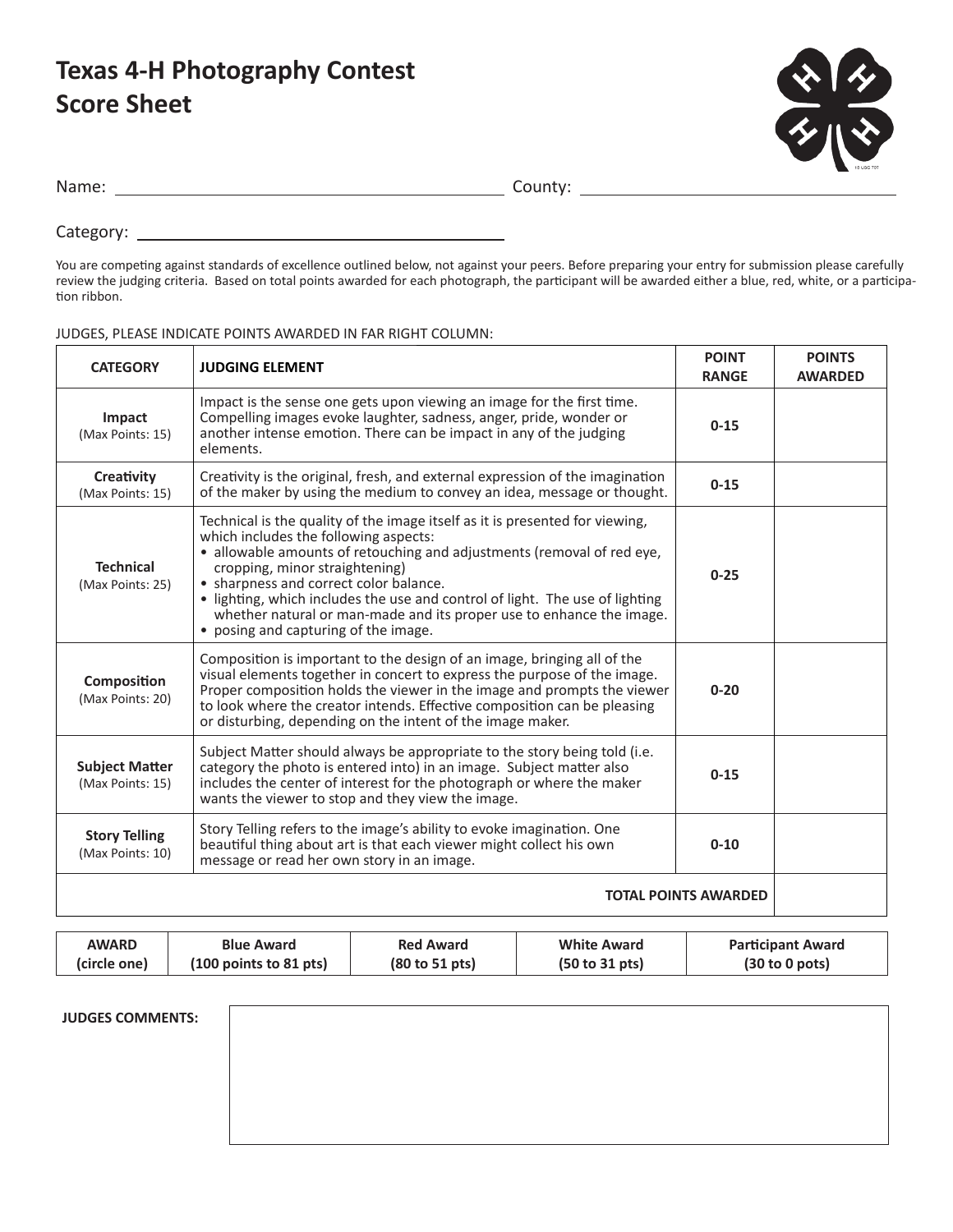# Texas 4-H Photography Contest Score Sheet

Name: ________________________ County: ________________________

Category: ________________________

You are competing against standards of excellence outlined below, not against your peers. Before preparing your entry for submission please carefully review the judging criteria. Based on total points awarded for each photograph, the participant will be awarded either a blue, red, white, or a participation ribbon.

JUDGES, PLEASE INDICATE POINTS AWARDED IN FAR RIGHT COLUMN:

| CATEGORY | JUDGING ELEMENT | POINT RANGE | POINTS AWARDED |
|---|---|---|---|
| **Impact** (Max Points: 15) | Impact is the sense one gets upon viewing an image for the first time. Compelling images evoke laughter, sadness, anger, pride, wonder or another intense emotion. There can be impact in any of the judging elements. | **0-15** | |
| **Creativity** (Max Points: 15) | Creativity is the original, fresh, and external expression of the imagination of the maker by using the medium to convey an idea, message or thought. | **0-15** | |
| **Technical** (Max Points: 25) | Technical is the quality of the image itself as it is presented for viewing, which includes the following aspects:<br>• allowable amounts of retouching and adjustments (removal of red eye, cropping, minor straightening)<br>• sharpness and correct color balance.<br>• lighting, which includes the use and control of light. The use of lighting whether natural or man-made and its proper use to enhance the image.<br>• posing and capturing of the image. | **0-25** | |
| **Composition** (Max Points: 20) | Composition is important to the design of an image, bringing all of the visual elements together in concert to express the purpose of the image. Proper composition holds the viewer in the image and prompts the viewer to look where the creator intends. Effective composition can be pleasing or disturbing, depending on the intent of the image maker. | **0-20** | |
| **Subject Matter** (Max Points: 15) | Subject Matter should always be appropriate to the story being told (i.e. category the photo is entered into) in an image. Subject matter also includes the center of interest for the photograph or where the maker wants the viewer to stop and they view the image. | **0-15** | |
| **Story Telling** (Max Points: 10) | Story Telling refers to the image's ability to evoke imagination. One beautiful thing about art is that each viewer might collect his own message or read her own story in an image. | **0-10** | |
| | | **TOTAL POINTS AWARDED** | |

| **AWARD (circle one)** | **Blue Award (100 points to 81 pts)** | **Red Award (80 to 51 pts)** | **White Award (50 to 31 pts)** | **Participant Award (30 to 0 pots)** |
|---|---|---|---|---|

**JUDGES COMMENTS:**